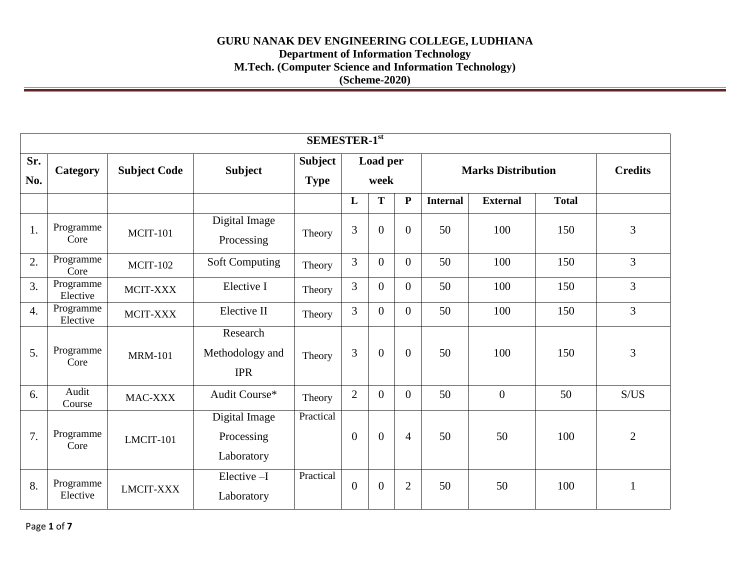**GURU NANAK DEV ENGINEERING COLLEGE, LUDHIANA**
**Department of Information Technology**
**M.Tech. (Computer Science and Information Technology)**
**(Scheme-2020)**

| SEMESTER-1st | | | | | | | | | | | |
|---|---|---|---|---|---|---|---|---|---|---|---|
| **Sr. No.** | **Category** | **Subject Code** | **Subject** | **Subject Type** | **Load per week** | | | **Marks Distribution** | | | **Credits** |
| | | | | | **L** | **T** | **P** | **Internal** | **External** | **Total** | |
| 1. | Programme Core | MCIT-101 | Digital Image Processing | Theory | 3 | 0 | 0 | 50 | 100 | 150 | 3 |
| 2. | Programme Core | MCIT-102 | Soft Computing | Theory | 3 | 0 | 0 | 50 | 100 | 150 | 3 |
| 3. | Programme Elective | MCIT-XXX | Elective I | Theory | 3 | 0 | 0 | 50 | 100 | 150 | 3 |
| 4. | Programme Elective | MCIT-XXX | Elective II | Theory | 3 | 0 | 0 | 50 | 100 | 150 | 3 |
| 5. | Programme Core | MRM-101 | Research Methodology and IPR | Theory | 3 | 0 | 0 | 50 | 100 | 150 | 3 |
| 6. | Audit Course | MAC-XXX | Audit Course* | Theory | 2 | 0 | 0 | 50 | 0 | 50 | S/US |
| 7. | Programme Core | LMCIT-101 | Digital Image Processing Laboratory | Practical | 0 | 0 | 4 | 50 | 50 | 100 | 2 |
| 8. | Programme Elective | LMCIT-XXX | Elective –I Laboratory | Practical | 0 | 0 | 2 | 50 | 50 | 100 | 1 |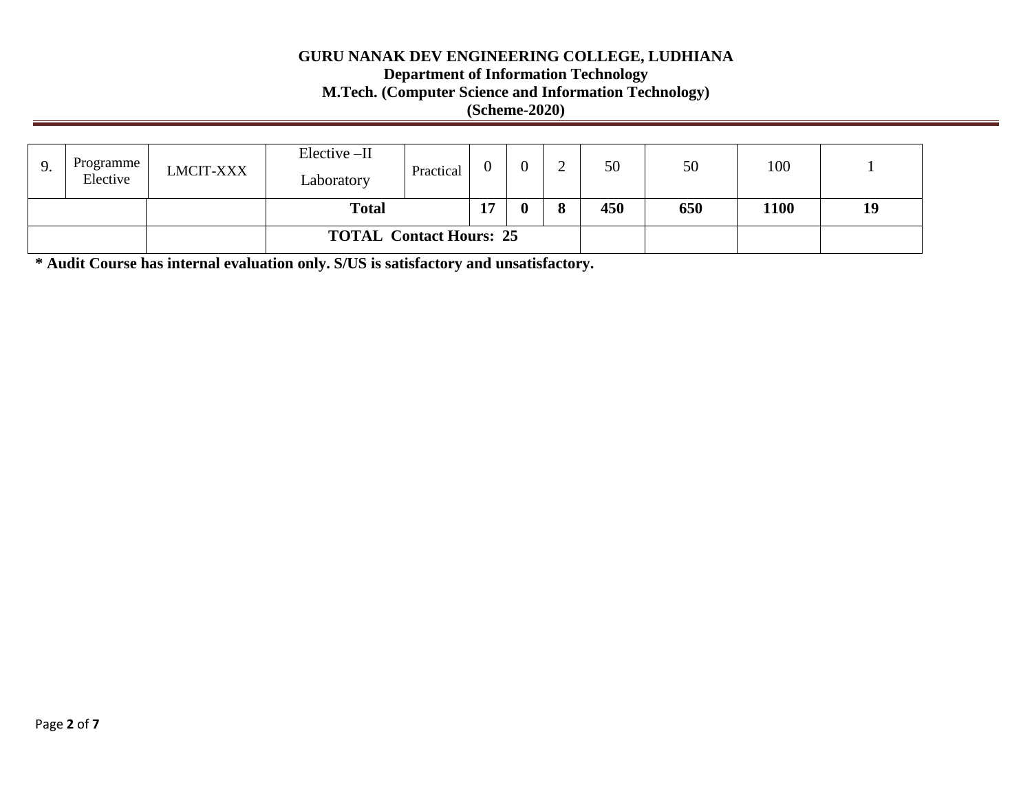| | | | | | | | | | | | |
|---|---|---|---|---|---|---|---|---|---|---|---|
| 9. | Programme Elective | LMCIT-XXX | Elective –II Laboratory | Practical | 0 | 0 | 2 | 50 | 50 | 100 | 1 |
| | | | **Total** | | **17** | **0** | **8** | **450** | **650** | **1100** | **19** |
| | | | **TOTAL Contact Hours: 25** | | | | | | | | |

**\* Audit Course has internal evaluation only. S/US is satisfactory and unsatisfactory.**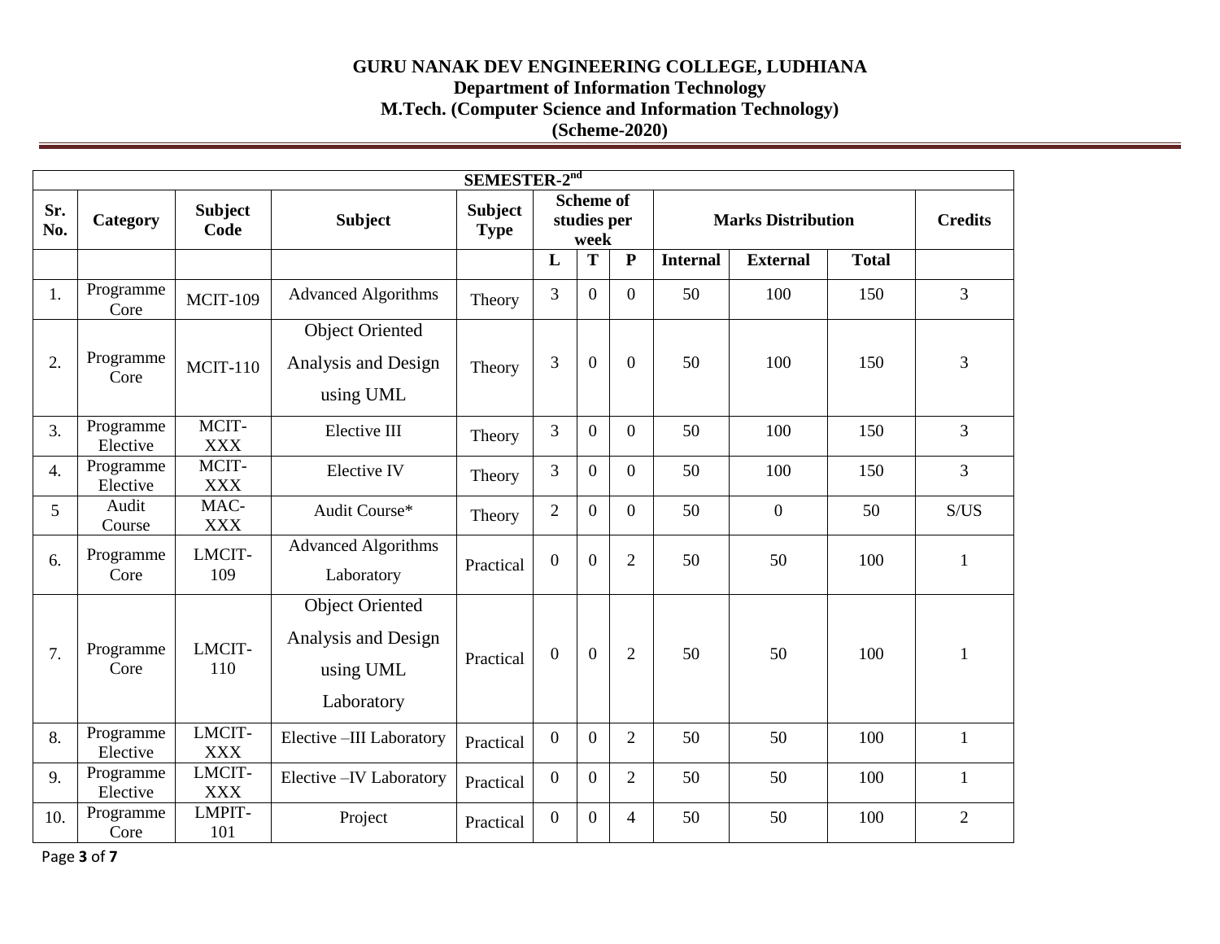# GURU NANAK DEV ENGINEERING COLLEGE, LUDHIANA

## Department of Information Technology

## M.Tech. (Computer Science and Information Technology)

## (Scheme-2020)

| SEMESTER-2nd | | | | | | | | | | | |
|---|---|---|---|---|---|---|---|---|---|---|---|
| **Sr. No.** | **Category** | **Subject Code** | **Subject** | **Subject Type** | **Scheme of studies per week** | | | **Marks Distribution** | | | **Credits** |
| | | | | | **L** | **T** | **P** | **Internal** | **External** | **Total** | |
| 1. | Programme Core | MCIT-109 | Advanced Algorithms | Theory | 3 | 0 | 0 | 50 | 100 | 150 | 3 |
| 2. | Programme Core | MCIT-110 | Object Oriented Analysis and Design using UML | Theory | 3 | 0 | 0 | 50 | 100 | 150 | 3 |
| 3. | Programme Elective | MCIT-XXX | Elective III | Theory | 3 | 0 | 0 | 50 | 100 | 150 | 3 |
| 4. | Programme Elective | MCIT-XXX | Elective IV | Theory | 3 | 0 | 0 | 50 | 100 | 150 | 3 |
| 5 | Audit Course | MAC-XXX | Audit Course* | Theory | 2 | 0 | 0 | 50 | 0 | 50 | S/US |
| 6. | Programme Core | LMCIT-109 | Advanced Algorithms Laboratory | Practical | 0 | 0 | 2 | 50 | 50 | 100 | 1 |
| 7. | Programme Core | LMCIT-110 | Object Oriented Analysis and Design using UML Laboratory | Practical | 0 | 0 | 2 | 50 | 50 | 100 | 1 |
| 8. | Programme Elective | LMCIT-XXX | Elective –III Laboratory | Practical | 0 | 0 | 2 | 50 | 50 | 100 | 1 |
| 9. | Programme Elective | LMCIT-XXX | Elective –IV Laboratory | Practical | 0 | 0 | 2 | 50 | 50 | 100 | 1 |
| 10. | Programme Core | LMPIT-101 | Project | Practical | 0 | 0 | 4 | 50 | 50 | 100 | 2 |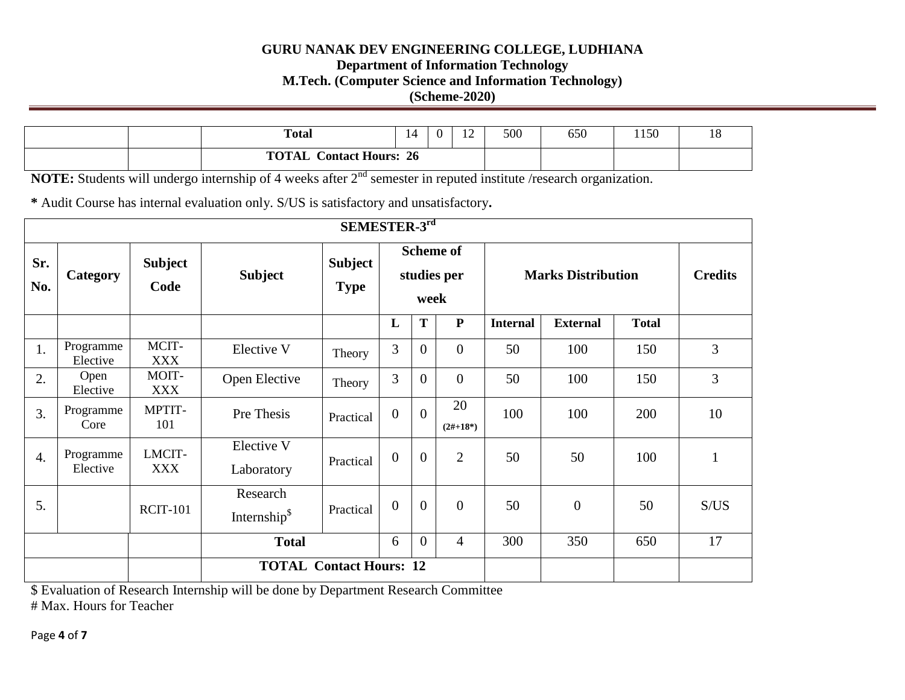GURU NANAK DEV ENGINEERING COLLEGE, LUDHIANA
Department of Information Technology
M.Tech. (Computer Science and Information Technology)
(Scheme-2020)

| | | | | | | | | | |
|---|---|---|---|---|---|---|---|---|---|
| | | **Total** | 14 | 0 | 12 | 500 | 650 | 1150 | 18 |
| | | **TOTAL Contact Hours: 26** | | | | | | | |

**NOTE:** Students will undergo internship of 4 weeks after 2nd semester in reputed institute /research organization.

**\*** Audit Course has internal evaluation only. S/US is satisfactory and unsatisfactory**.**

**SEMESTER-3rd**

| Sr. No. | Category | Subject Code | Subject | Subject Type | Scheme of studies per week | | | Marks Distribution | | | Credits |
|---|---|---|---|---|---|---|---|---|---|---|---|
| | | | | | **L** | **T** | **P** | **Internal** | **External** | **Total** | |
| 1. | Programme Elective | MCIT-XXX | Elective V | Theory | 3 | 0 | 0 | 50 | 100 | 150 | 3 |
| 2. | Open Elective | MOIT-XXX | Open Elective | Theory | 3 | 0 | 0 | 50 | 100 | 150 | 3 |
| 3. | Programme Core | MPTIT-101 | Pre Thesis | Practical | 0 | 0 | 20 (2#+18*) | 100 | 100 | 200 | 10 |
| 4. | Programme Elective | LMCIT-XXX | Elective V Laboratory | Practical | 0 | 0 | 2 | 50 | 50 | 100 | 1 |
| 5. | | RCIT-101 | Research Internship$ | Practical | 0 | 0 | 0 | 50 | 0 | 50 | S/US |
| | | | **Total** | | 6 | 0 | 4 | 300 | 350 | 650 | 17 |
| | | | **TOTAL Contact Hours: 12** | | | | | | | | |

$ Evaluation of Research Internship will be done by Department Research Committee
# Max. Hours for Teacher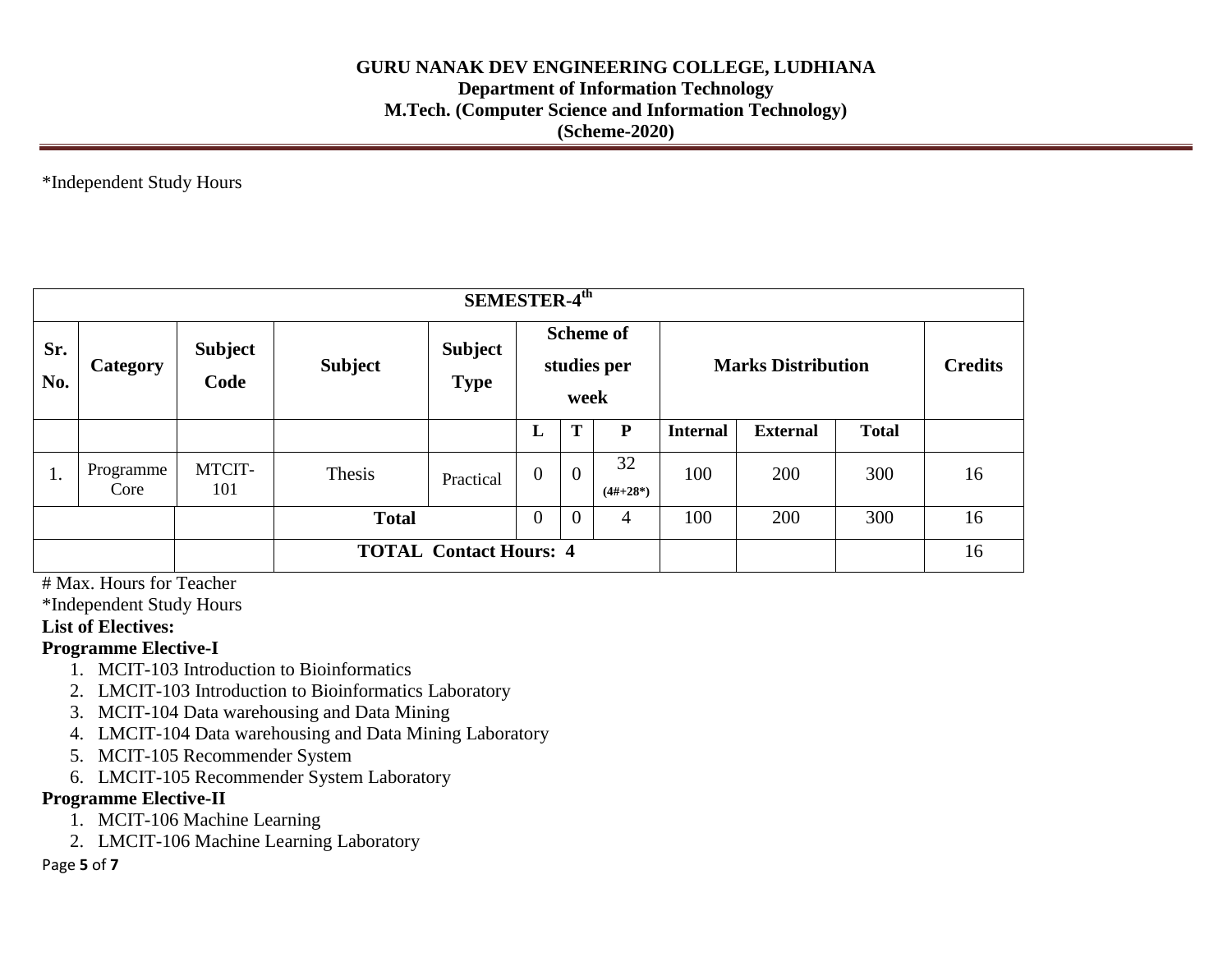*Independent Study Hours

| SEMESTER-4th | | | | | | | | | | | |
|---|---|---|---|---|---|---|---|---|---|---|---|
| **Sr. No.** | **Category** | **Subject Code** | **Subject** | **Subject Type** | **Scheme of studies per week** | | | **Marks Distribution** | | | **Credits** |
| | | | | | **L** | **T** | **P** | **Internal** | **External** | **Total** | |
| 1. | Programme Core | MTCIT-101 | Thesis | Practical | 0 | 0 | 32 (4#+28*) | 100 | 200 | 300 | 16 |
| | | | **Total** | | 0 | 0 | 4 | 100 | 200 | 300 | 16 |
| | | | **TOTAL Contact Hours: 4** | | | | | | | | 16 |

# Max. Hours for Teacher

*Independent Study Hours

**List of Electives:**

**Programme Elective-I**

1. MCIT-103 Introduction to Bioinformatics
2. LMCIT-103 Introduction to Bioinformatics Laboratory
3. MCIT-104 Data warehousing and Data Mining
4. LMCIT-104 Data warehousing and Data Mining Laboratory
5. MCIT-105 Recommender System
6. LMCIT-105 Recommender System Laboratory

**Programme Elective-II**

1. MCIT-106 Machine Learning
2. LMCIT-106 Machine Learning Laboratory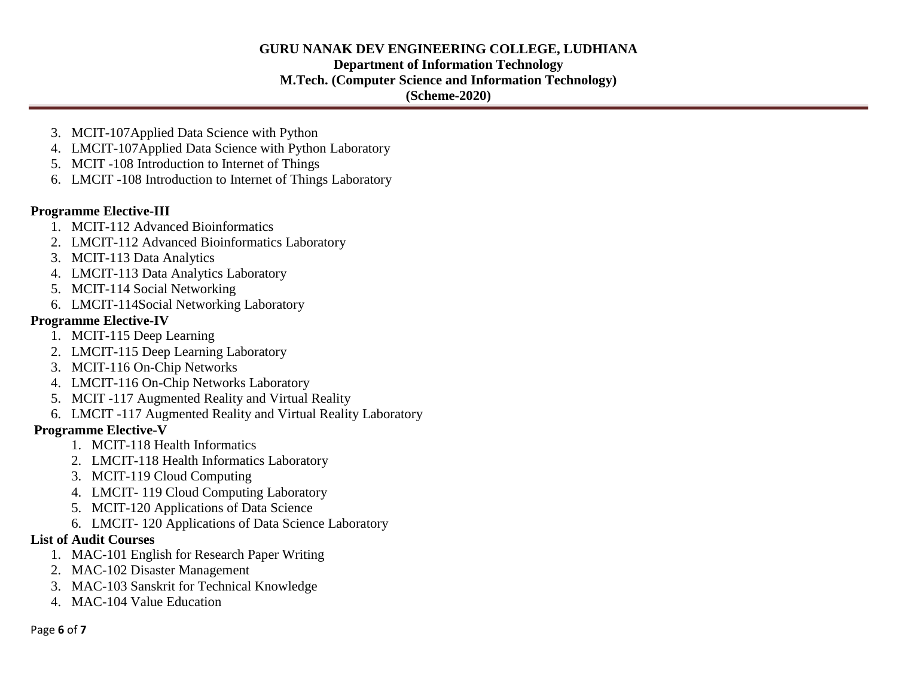3. MCIT-107Applied Data Science with Python
4. LMCIT-107Applied Data Science with Python Laboratory
5. MCIT -108 Introduction to Internet of Things
6. LMCIT -108 Introduction to Internet of Things Laboratory

**Programme Elective-III**

1. MCIT-112 Advanced Bioinformatics
2. LMCIT-112 Advanced Bioinformatics Laboratory
3. MCIT-113 Data Analytics
4. LMCIT-113 Data Analytics Laboratory
5. MCIT-114 Social Networking
6. LMCIT-114Social Networking Laboratory

**Programme Elective-IV**

1. MCIT-115 Deep Learning
2. LMCIT-115 Deep Learning Laboratory
3. MCIT-116 On-Chip Networks
4. LMCIT-116 On-Chip Networks Laboratory
5. MCIT -117 Augmented Reality and Virtual Reality
6. LMCIT -117 Augmented Reality and Virtual Reality Laboratory

**Programme Elective-V**

1. MCIT-118 Health Informatics
2. LMCIT-118 Health Informatics Laboratory
3. MCIT-119 Cloud Computing
4. LMCIT- 119 Cloud Computing Laboratory
5. MCIT-120 Applications of Data Science
6. LMCIT- 120 Applications of Data Science Laboratory

**List of Audit Courses**

1. MAC-101 English for Research Paper Writing
2. MAC-102 Disaster Management
3. MAC-103 Sanskrit for Technical Knowledge
4. MAC-104 Value Education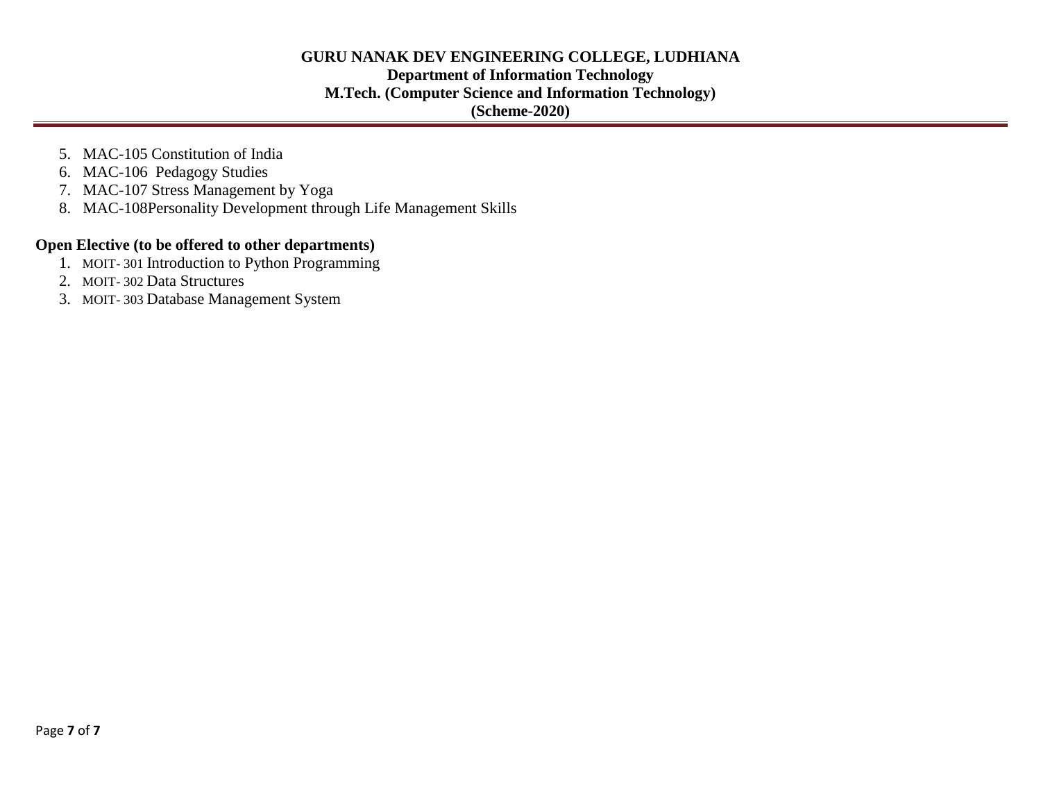5. MAC-105 Constitution of India
6. MAC-106 Pedagogy Studies
7. MAC-107 Stress Management by Yoga
8. MAC-108Personality Development through Life Management Skills

**Open Elective (to be offered to other departments)**

1. MOIT- 301 Introduction to Python Programming
2. MOIT- 302 Data Structures
3. MOIT- 303 Database Management System